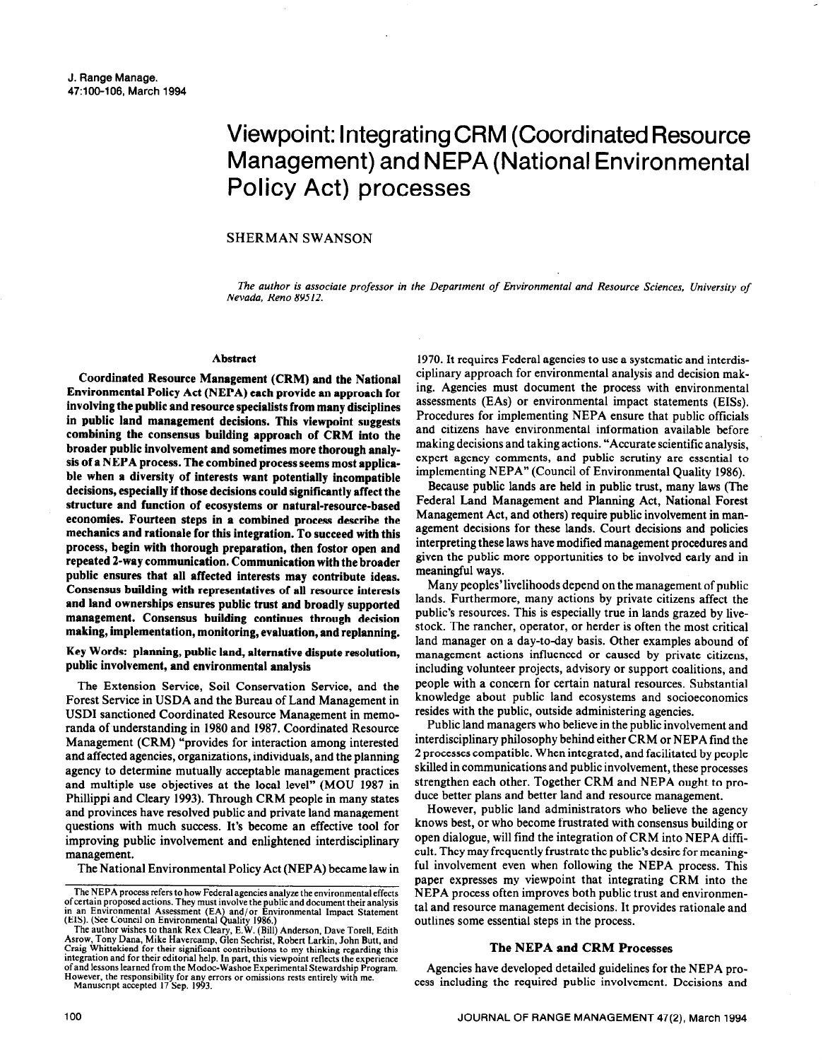# Viewpoint: Integrating CRM (Coordinated Resource Management) and NEPA (National Environmental Policy Act) processes

SHERMAN SWANSON

*The author is associate professor in the Department of Environmental and Resource Sciences, University of Nevada, Reno 89512.*

### Abstract

**Coordinated Resource Management (CRM) and the National Environmental Policy Act (NEPA) each provide an approach for involving the public and resource specialists from many disciplines in public land management decisions. This viewpoint suggests combining the consensus building approach of CRM into the broader public involvement and sometimes more thorough analysis of a NEPA process. The combined process seems most applicable when a diversity of interests want potentially incompatible decisions, especially if those decisions could significantly affect the structure and function of ecosystems or natural-resource-based economies. Fourteen steps in a combined process describe the mechanics and rationale for this integration. To succeed with this process, begin with thorough preparation, then fostor open and repeated 2-way communication. Communication with the broader public ensures that all affected interests may contribute ideas. Consensus building with representatives of all resource interests and land ownerships ensures public trust and broadly supported management. Consensus building continues through decision making, implementation, monitoring, evaluation, and replanning.**

**Key Words: planning, public land, alternative dispute resolution, public involvement, and environmental analysis**

The Extension Service, Soil Conservation Service, and the Forest Service in USDA and the Bureau of Land Management in USDI sanctioned Coordinated Resource Management in memoranda of understanding in 1980 and 1987. Coordinated Resource Management (CRM) "provides for interaction among interested and affected agencies, organizations, individuals, and the planning agency to determine mutually acceptable management practices and multiple use objectives at the local level" (MOU 1987 in Phillippi and Cleary 1993). Through CRM people in many states and provinces have resolved public and private land management questions with much success. It's become an effective tool for improving public involvement and enlightened interdisciplinary management.

The National Environmental Policy Act (NEPA) became law in 1970. It requires Federal agencies to use a systematic and interdisciplinary approach for environmental analysis and decision making. Agencies must document the process with environmental assessments (EAs) or environmental impact statements (EISs). Procedures for implementing NEPA ensure that public officials and citizens have environmental information available before making decisions and taking actions. "Accurate scientific analysis, expert agency comments, and public scrutiny are essential to implementing NEPA" (Council of Environmental Quality 1986).

Because public lands are held in public trust, many laws (The Federal Land Management and Planning Act, National Forest Management Act, and others) require public involvement in management decisions for these lands. Court decisions and policies interpreting these laws have modified management procedures and given the public more opportunities to be involved early and in meaningful ways.

Many peoples' livelihoods depend on the management of public lands. Furthermore, many actions by private citizens affect the public's resources. This is especially true in lands grazed by livestock. The rancher, operator, or herder is often the most critical land manager on a day-to-day basis. Other examples abound of management actions influenced or caused by private citizens, including volunteer projects, advisory or support coalitions, and people with a concern for certain natural resources. Substantial knowledge about public land ecosystems and socioeconomics resides with the public, outside administering agencies.

Public land managers who believe in the public involvement and interdisciplinary philosophy behind either CRM or NEPA find the 2 processes compatible. When integrated, and facilitated by people skilled in communications and public involvement, these processes strengthen each other. Together CRM and NEPA ought to produce better plans and better land and resource management.

However, public land administrators who believe the agency knows best, or who become frustrated with consensus building or open dialogue, will find the integration of CRM into NEPA difficult. They may frequently frustrate the public's desire for meaningful involvement even when following the NEPA process. This paper expresses my viewpoint that integrating CRM into the NEPA process often improves both public trust and environmental and resource management decisions. It provides rationale and outlines some essential steps in the process.

## The NEPA and CRM Processes

Agencies have developed detailed guidelines for the NEPA process including the required public involvement. Decisions and

---

The NEPA process refers to how Federal agencies analyze the environmental effects of certain proposed actions. They must involve the public and document their analysis in an Environmental Assessment (EA) and/or Environmental Impact Statement (EIS). (See Council on Environmental Quality 1986.)

The author wishes to thank Rex Cleary, E.W. (Bill) Anderson, Dave Torell, Edith Asrow, Tony Dana, Mike Havercamp, Glen Sechrist, Robert Larkin, John Butt, and Craig Whittekiend for their significant contributions to my thinking regarding this integration and for their editorial help. In part, this viewpoint reflects the experience of and lessons learned from the Modoc-Washoe Experimental Stewardship Program. However, the responsibility for any errors or omissions rests entirely with me.

Manuscript accepted 17 Sep. 1993.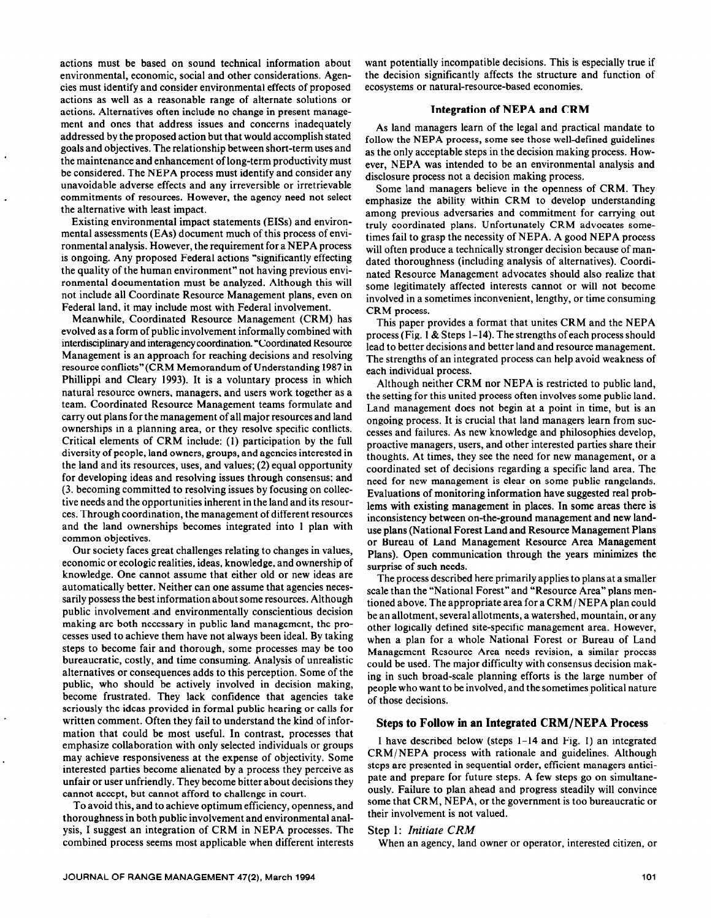actions must be based on sound technical information about environmental, economic, social and other considerations. Agencies must identify and consider environmental effects of proposed actions as well as a reasonable range of alternate solutions or actions. Alternatives often include no change in present management and ones that address issues and concerns inadequately addressed by the proposed action but that would accomplish stated goals and objectives. The relationship between short-term uses and the maintenance and enhancement of long-term productivity must be considered. The NEPA process must identify and consider any unavoidable adverse effects and any irreversible or irretrievable commitments of resources. However, the agency need not select the alternative with least impact.

Existing environmental impact statements (EISs) and environmental assessments (EAs) document much of this process of environmental analysis. However, the requirement for a NEPA process is ongoing. Any proposed Federal actions "significantly effecting the quality of the human environment" not having previous environmental documentation must be analyzed. Although this will not include all Coordinate Resource Management plans, even on Federal land, it may include most with Federal involvement.

Meanwhile, Coordinated Resource Management (CRM) has evolved as a form of public involvement informally combined with interdisciplinary and interagency coordination. "Coordinated Resource Management is an approach for reaching decisions and resolving resource conflicts" (CRM Memorandum of Understanding 1987 in Phillippi and Cleary 1993). It is a voluntary process in which natural resource owners, managers, and users work together as a team. Coordinated Resource Management teams formulate and carry out plans for the management of all major resources and land ownerships in a planning area, or they resolve specific conflicts. Critical elements of CRM include: (1) participation by the full diversity of people, land owners, groups, and agencies interested in the land and its resources, uses, and values; (2) equal opportunity for developing ideas and resolving issues through consensus; and (3. becoming committed to resolving issues by focusing on collective needs and the opportunities inherent in the land and its resources. Through coordination, the management of different resources and the land ownerships becomes integrated into 1 plan with common objectives.

Our society faces great challenges relating to changes in values, economic or ecologic realities, ideas, knowledge, and ownership of knowledge. One cannot assume that either old or new ideas are automatically better. Neither can one assume that agencies necessarily possess the best information about some resources. Although public involvement and environmentally conscientious decision making are both necessary in public land management, the processes used to achieve them have not always been ideal. By taking steps to become fair and thorough, some processes may be too bureaucratic, costly, and time consuming. Analysis of unrealistic alternatives or consequences adds to this perception. Some of the public, who should be actively involved in decision making, become frustrated. They lack confidence that agencies take seriously the ideas provided in formal public hearing or calls for written comment. Often they fail to understand the kind of information that could be most useful. In contrast, processes that emphasize collaboration with only selected individuals or groups may achieve responsiveness at the expense of objectivity. Some interested parties become alienated by a process they perceive as unfair or user unfriendly. They become bitter about decisions they cannot accept, but cannot afford to challenge in court.

To avoid this, and to achieve optimum efficiency, openness, and thoroughness in both public involvement and environmental analysis, I suggest an integration of CRM in NEPA processes. The combined process seems most applicable when different interests want potentially incompatible decisions. This is especially true if the decision significantly affects the structure and function of ecosystems or natural-resource-based economies.

### Integration of NEPA and CRM

As land managers learn of the legal and practical mandate to follow the NEPA process, some see those well-defined guidelines as the only acceptable steps in the decision making process. However, NEPA was intended to be an environmental analysis and disclosure process not a decision making process.

Some land managers believe in the openness of CRM. They emphasize the ability within CRM to develop understanding among previous adversaries and commitment for carrying out truly coordinated plans. Unfortunately CRM advocates sometimes fail to grasp the necessity of NEPA. A good NEPA process will often produce a technically stronger decision because of mandated thoroughness (including analysis of alternatives). Coordinated Resource Management advocates should also realize that some legitimately affected interests cannot or will not become involved in a sometimes inconvenient, lengthy, or time consuming CRM process.

This paper provides a format that unites CRM and the NEPA process (Fig. 1 & Steps 1–14). The strengths of each process should lead to better decisions and better land and resource management. The strengths of an integrated process can help avoid weakness of each individual process.

Although neither CRM nor NEPA is restricted to public land, the setting for this united process often involves some public land. Land management does not begin at a point in time, but is an ongoing process. It is crucial that land managers learn from successes and failures. As new knowledge and philosophies develop, proactive managers, users, and other interested parties share their thoughts. At times, they see the need for new management, or a coordinated set of decisions regarding a specific land area. The need for new management is clear on some public rangelands. Evaluations of monitoring information have suggested real problems with existing management in places. In some areas there is inconsistency between on-the-ground management and new land-use plans (National Forest Land and Resource Management Plans or Bureau of Land Management Resource Area Management Plans). Open communication through the years minimizes the surprise of such needs.

The process described here primarily applies to plans at a smaller scale than the "National Forest" and "Resource Area" plans mentioned above. The appropriate area for a CRM/NEPA plan could be an allotment, several allotments, a watershed, mountain, or any other logically defined site-specific management area. However, when a plan for a whole National Forest or Bureau of Land Management Resource Area needs revision, a similar process could be used. The major difficulty with consensus decision making in such broad-scale planning efforts is the large number of people who want to be involved, and the sometimes political nature of those decisions.

## Steps to Follow in an Integrated CRM/NEPA Process

I have described below (steps 1–14 and Fig. 1) an integrated CRM/NEPA process with rationale and guidelines. Although steps are presented in sequential order, efficient managers anticipate and prepare for future steps. A few steps go on simultaneously. Failure to plan ahead and progress steadily will convince some that CRM, NEPA, or the government is too bureaucratic or their involvement is not valued.

### Step 1: *Initiate CRM*

When an agency, land owner or operator, interested citizen, or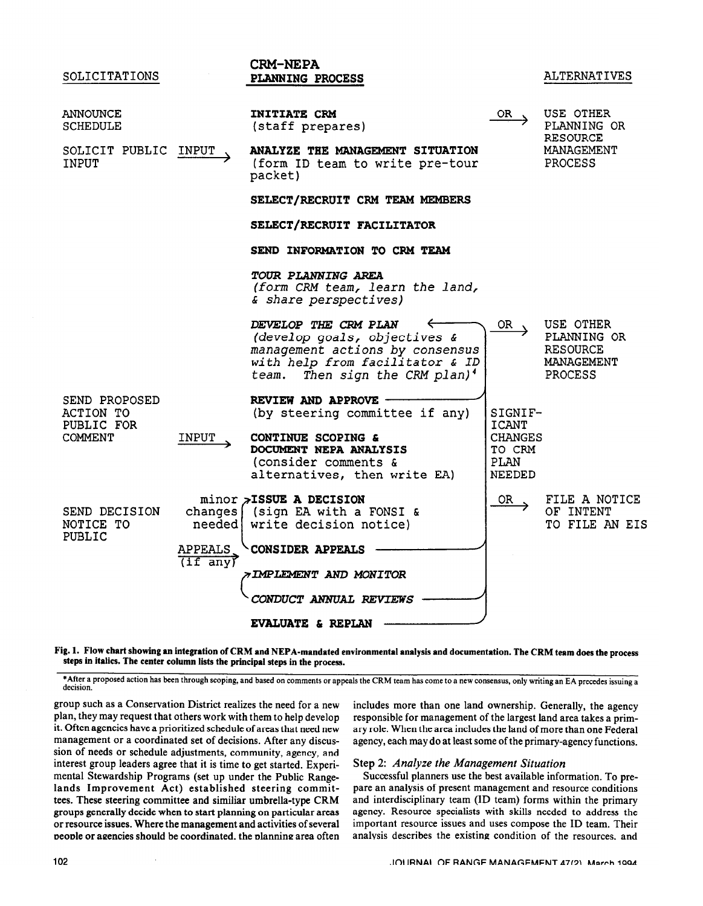| SOLICITATIONS | | CRM-NEPA PLANNING PROCESS | | ALTERNATIVES |
|---|---|---|---|---|
| ANNOUNCE SCHEDULE | | **INITIATE CRM** (staff prepares) | OR → | USE OTHER PLANNING OR RESOURCE MANAGEMENT PROCESS |
| SOLICIT PUBLIC INPUT | INPUT → | **ANALYZE THE MANAGEMENT SITUATION** (form ID team to write pre-tour packet) | | |
| | | **SELECT/RECRUIT CRM TEAM MEMBERS** | | |
| | | **SELECT/RECRUIT FACILITATOR** | | |
| | | **SEND INFORMATION TO CRM TEAM** | | |
| | | ***TOUR PLANNING AREA*** *(form CRM team, learn the land, & share perspectives)* | | |
| | | ***DEVELOP THE CRM PLAN*** *(develop goals, objectives & management actions by consensus with help from facilitator & ID team. Then sign the CRM plan)*[4] | OR → | USE OTHER PLANNING OR RESOURCE MANAGEMENT PROCESS |
| SEND PROPOSED ACTION TO PUBLIC FOR COMMENT | | **REVIEW AND APPROVE** (by steering committee if any) | SIGNIFICANT CHANGES TO CRM PLAN NEEDED | |
| | INPUT → | **CONTINUE SCOPING & DOCUMENT NEPA ANALYSIS** (consider comments & alternatives, then write EA) | | |
| SEND DECISION NOTICE TO PUBLIC | minor changes needed | **ISSUE A DECISION** (sign EA with a FONSI & write decision notice) | OR → | FILE A NOTICE OF INTENT TO FILE AN EIS |
| | APPEALS (if any) → | **CONSIDER APPEALS** | | |
| | | ***IMPLEMENT AND MONITOR*** | | |
| | | ***CONDUCT ANNUAL REVIEWS*** | | |
| | | **EVALUATE & REPLAN** | | |

**Fig. 1. Flow chart showing an integration of CRM and NEPA-mandated environmental analysis and documentation. The CRM team does the process steps in italics. The center column lists the principal steps in the process.**

*After a proposed action has been through scoping, and based on comments or appeals the CRM team has come to a new consensus, only writing an EA precedes issuing a decision.

group such as a Conservation District realizes the need for a new plan, they may request that others work with them to help develop it. Often agencies have a prioritized schedule of areas that need new management or a coordinated set of decisions. After any discussion of needs or schedule adjustments, community, agency, and interest group leaders agree that it is time to get started. Experimental Stewardship Programs (set up under the Public Rangelands Improvement Act) established steering committees. These steering committee and similiar umbrella-type CRM groups generally decide when to start planning on particular areas or resource issues. Where the management and activities of several people or agencies should be coordinated, the planning area often includes more than one land ownership. Generally, the agency responsible for management of the largest land area takes a primary role. When the area includes the land of more than one Federal agency, each may do at least some of the primary-agency functions.

### Step 2: *Analyze the Management Situation*

Successful planners use the best available information. To prepare an analysis of present management and resource conditions and interdisciplinary team (ID team) forms within the primary agency. Resource specialists with skills needed to address the important resource issues and uses compose the ID team. Their analysis describes the existing condition of the resources, and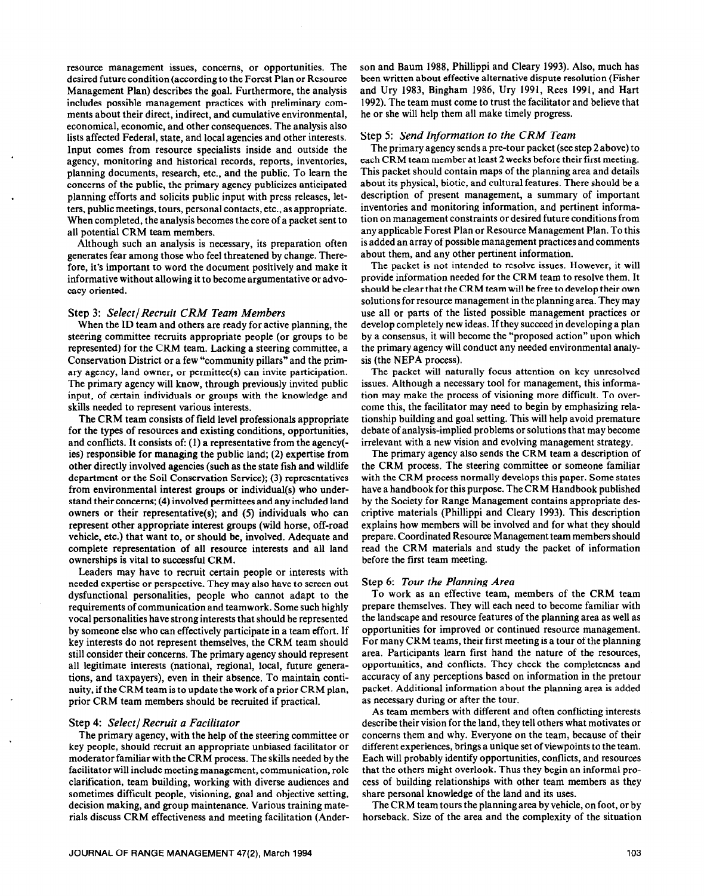resource management issues, concerns, or opportunities. The desired future condition (according to the Forest Plan or Resource Management Plan) describes the goal. Furthermore, the analysis includes possible management practices with preliminary comments about their direct, indirect, and cumulative environmental, economical, economic, and other consequences. The analysis also lists affected Federal, state, and local agencies and other interests. Input comes from resource specialists inside and outside the agency, monitoring and historical records, reports, inventories, planning documents, research, etc., and the public. To learn the concerns of the public, the primary agency publicizes anticipated planning efforts and solicits public input with press releases, letters, public meetings, tours, personal contacts, etc., as appropriate. When completed, the analysis becomes the core of a packet sent to all potential CRM team members.

Although such an analysis is necessary, its preparation often generates fear among those who feel threatened by change. Therefore, it's important to word the document positively and make it informative without allowing it to become argumentative or advocacy oriented.

### Step 3: *Select/Recruit CRM Team Members*

When the ID team and others are ready for active planning, the steering committee recruits appropriate people (or groups to be represented) for the CRM team. Lacking a steering committee, a Conservation District or a few "community pillars" and the primary agency, land owner, or permittee(s) can invite participation. The primary agency will know, through previously invited public input, of certain individuals or groups with the knowledge and skills needed to represent various interests.

The CRM team consists of field level professionals appropriate for the types of resources and existing conditions, opportunities, and conflicts. It consists of: (1) a representative from the agency(-ies) responsible for managing the public land; (2) expertise from other directly involved agencies (such as the state fish and wildlife department or the Soil Conservation Service); (3) representatives from environmental interest groups or individual(s) who understand their concerns; (4) involved permittees and any included land owners or their representative(s); and (5) individuals who can represent other appropriate interest groups (wild horse, off-road vehicle, etc.) that want to, or should be, involved. Adequate and complete representation of all resource interests and all land ownerships is vital to successful CRM.

Leaders may have to recruit certain people or interests with needed expertise or perspective. They may also have to screen out dysfunctional personalities, people who cannot adapt to the requirements of communication and teamwork. Some such highly vocal personalities have strong interests that should be represented by someone else who can effectively participate in a team effort. If key interests do not represent themselves, the CRM team should still consider their concerns. The primary agency should represent all legitimate interests (national, regional, local, future generations, and taxpayers), even in their absence. To maintain continuity, if the CRM team is to update the work of a prior CRM plan, prior CRM team members should be recruited if practical.

### Step 4: *Select/Recruit a Facilitator*

The primary agency, with the help of the steering committee or key people, should recruit an appropriate unbiased facilitator or moderator familiar with the CRM process. The skills needed by the facilitator will include meeting management, communication, role clarification, team building, working with diverse audiences and sometimes difficult people, visioning, goal and objective setting, decision making, and group maintenance. Various training materials discuss CRM effectiveness and meeting facilitation (Anderson and Baum 1988, Phillippi and Cleary 1993). Also, much has been written about effective alternative dispute resolution (Fisher and Ury 1983, Bingham 1986, Ury 1991, Rees 1991, and Hart 1992). The team must come to trust the facilitator and believe that he or she will help them all make timely progress.

### Step 5: *Send Information to the CRM Team*

The primary agency sends a pre-tour packet (see step 2 above) to each CRM team member at least 2 weeks before their first meeting. This packet should contain maps of the planning area and details about its physical, biotic, and cultural features. There should be a description of present management, a summary of important inventories and monitoring information, and pertinent information on management constraints or desired future conditions from any applicable Forest Plan or Resource Management Plan. To this is added an array of possible management practices and comments about them, and any other pertinent information.

The packet is not intended to resolve issues. However, it will provide information needed for the CRM team to resolve them. It should be clear that the CRM team will be free to develop their own solutions for resource management in the planning area. They may use all or parts of the listed possible management practices or develop completely new ideas. If they succeed in developing a plan by a consensus, it will become the "proposed action" upon which the primary agency will conduct any needed environmental analysis (the NEPA process).

The packet will naturally focus attention on key unresolved issues. Although a necessary tool for management, this information may make the process of visioning more difficult. To overcome this, the facilitator may need to begin by emphasizing relationship building and goal setting. This will help avoid premature debate of analysis-implied problems or solutions that may become irrelevant with a new vision and evolving management strategy.

The primary agency also sends the CRM team a description of the CRM process. The steering committee or someone familiar with the CRM process normally develops this paper. Some states have a handbook for this purpose. The CRM Handbook published by the Society for Range Management contains appropriate descriptive materials (Phillippi and Cleary 1993). This description explains how members will be involved and for what they should prepare. Coordinated Resource Management team members should read the CRM materials and study the packet of information before the first team meeting.

### Step 6: *Tour the Planning Area*

To work as an effective team, members of the CRM team prepare themselves. They will each need to become familiar with the landscape and resource features of the planning area as well as opportunities for improved or continued resource management. For many CRM teams, their first meeting is a tour of the planning area. Participants learn first hand the nature of the resources, opportunities, and conflicts. They check the completeness and accuracy of any perceptions based on information in the pretour packet. Additional information about the planning area is added as necessary during or after the tour.

As team members with different and often conflicting interests describe their vision for the land, they tell others what motivates or concerns them and why. Everyone on the team, because of their different experiences, brings a unique set of viewpoints to the team. Each will probably identify opportunities, conflicts, and resources that the others might overlook. Thus they begin an informal process of building relationships with other team members as they share personal knowledge of the land and its uses.

The CRM team tours the planning area by vehicle, on foot, or by horseback. Size of the area and the complexity of the situation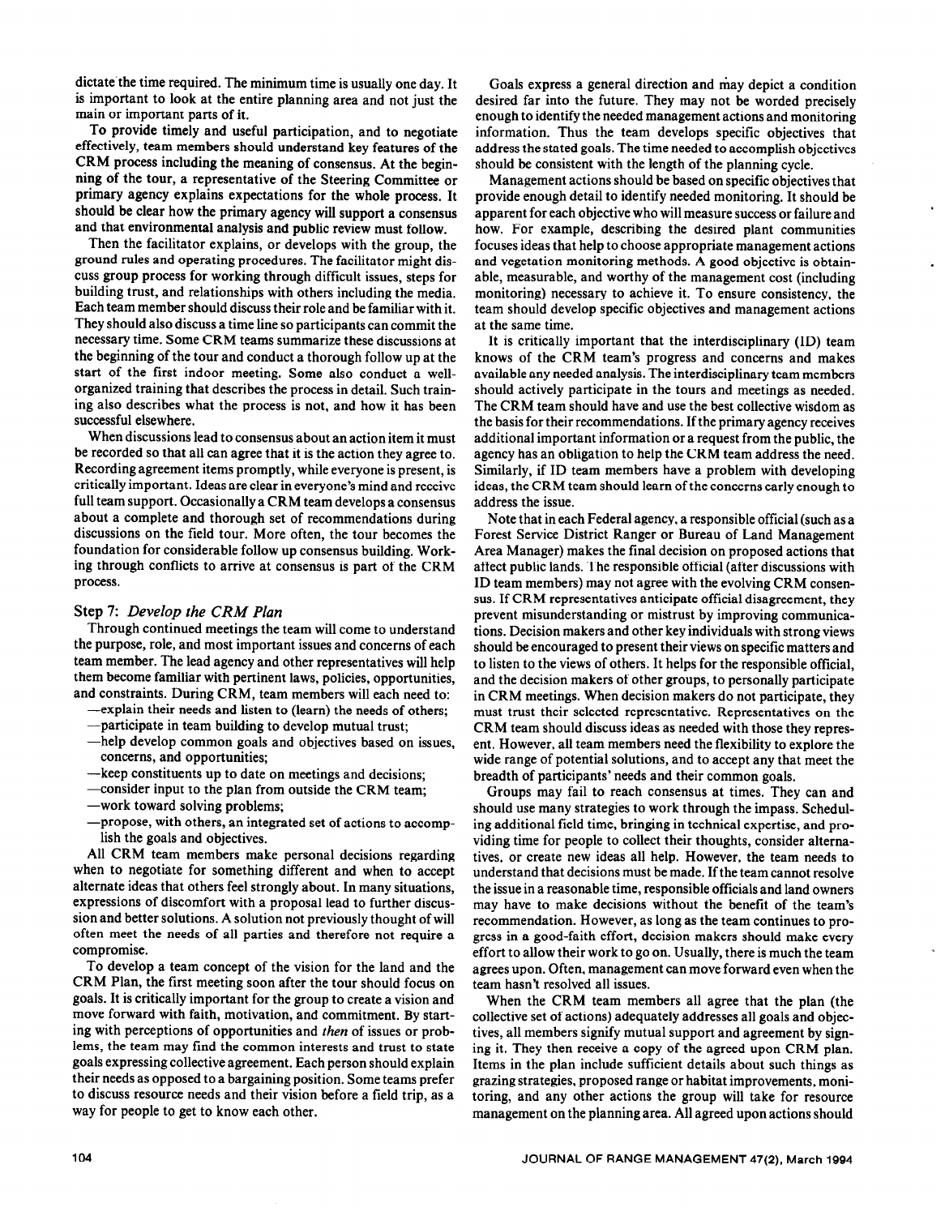dictate the time required. The minimum time is usually one day. It is important to look at the entire planning area and not just the main or important parts of it.

To provide timely and useful participation, and to negotiate effectively, team members should understand key features of the CRM process including the meaning of consensus. At the beginning of the tour, a representative of the Steering Committee or primary agency explains expectations for the whole process. It should be clear how the primary agency will support a consensus and that environmental analysis and public review must follow.

Then the facilitator explains, or develops with the group, the ground rules and operating procedures. The facilitator might discuss group process for working through difficult issues, steps for building trust, and relationships with others including the media. Each team member should discuss their role and be familiar with it. They should also discuss a time line so participants can commit the necessary time. Some CRM teams summarize these discussions at the beginning of the tour and conduct a thorough follow up at the start of the first indoor meeting. Some also conduct a well-organized training that describes the process in detail. Such training also describes what the process is not, and how it has been successful elsewhere.

When discussions lead to consensus about an action item it must be recorded so that all can agree that it is the action they agree to. Recording agreement items promptly, while everyone is present, is critically important. Ideas are clear in everyone's mind and receive full team support. Occasionally a CRM team develops a consensus about a complete and thorough set of recommendations during discussions on the field tour. More often, the tour becomes the foundation for considerable follow up consensus building. Working through conflicts to arrive at consensus is part of the CRM process.

### Step 7: *Develop the CRM Plan*

Through continued meetings the team will come to understand the purpose, role, and most important issues and concerns of each team member. The lead agency and other representatives will help them become familiar with pertinent laws, policies, opportunities, and constraints. During CRM, team members will each need to:

- —explain their needs and listen to (learn) the needs of others;
- —participate in team building to develop mutual trust;
- —help develop common goals and objectives based on issues, concerns, and opportunities;
- —keep constituents up to date on meetings and decisions;
- —consider input to the plan from outside the CRM team;
- —work toward solving problems;
- —propose, with others, an integrated set of actions to accomplish the goals and objectives.

All CRM team members make personal decisions regarding when to negotiate for something different and when to accept alternate ideas that others feel strongly about. In many situations, expressions of discomfort with a proposal lead to further discussion and better solutions. A solution not previously thought of will often meet the needs of all parties and therefore not require a compromise.

To develop a team concept of the vision for the land and the CRM Plan, the first meeting soon after the tour should focus on goals. It is critically important for the group to create a vision and move forward with faith, motivation, and commitment. By starting with perceptions of opportunities and *then* of issues or problems, the team may find the common interests and trust to state goals expressing collective agreement. Each person should explain their needs as opposed to a bargaining position. Some teams prefer to discuss resource needs and their vision before a field trip, as a way for people to get to know each other.

Goals express a general direction and may depict a condition desired far into the future. They may not be worded precisely enough to identify the needed management actions and monitoring information. Thus the team develops specific objectives that address the stated goals. The time needed to accomplish objectives should be consistent with the length of the planning cycle.

Management actions should be based on specific objectives that provide enough detail to identify needed monitoring. It should be apparent for each objective who will measure success or failure and how. For example, describing the desired plant communities focuses ideas that help to choose appropriate management actions and vegetation monitoring methods. A good objective is obtainable, measurable, and worthy of the management cost (including monitoring) necessary to achieve it. To ensure consistency, the team should develop specific objectives and management actions at the same time.

It is critically important that the interdisciplinary (ID) team knows of the CRM team's progress and concerns and makes available any needed analysis. The interdisciplinary team members should actively participate in the tours and meetings as needed. The CRM team should have and use the best collective wisdom as the basis for their recommendations. If the primary agency receives additional important information or a request from the public, the agency has an obligation to help the CRM team address the need. Similarly, if ID team members have a problem with developing ideas, the CRM team should learn of the concerns early enough to address the issue.

Note that in each Federal agency, a responsible official (such as a Forest Service District Ranger or Bureau of Land Management Area Manager) makes the final decision on proposed actions that affect public lands. The responsible official (after discussions with ID team members) may not agree with the evolving CRM consensus. If CRM representatives anticipate official disagreement, they prevent misunderstanding or mistrust by improving communications. Decision makers and other key individuals with strong views should be encouraged to present their views on specific matters and to listen to the views of others. It helps for the responsible official, and the decision makers of other groups, to personally participate in CRM meetings. When decision makers do not participate, they must trust their selected representative. Representatives on the CRM team should discuss ideas as needed with those they represent. However, all team members need the flexibility to explore the wide range of potential solutions, and to accept any that meet the breadth of participants' needs and their common goals.

Groups may fail to reach consensus at times. They can and should use many strategies to work through the impass. Scheduling additional field time, bringing in technical expertise, and providing time for people to collect their thoughts, consider alternatives, or create new ideas all help. However, the team needs to understand that decisions must be made. If the team cannot resolve the issue in a reasonable time, responsible officials and land owners may have to make decisions without the benefit of the team's recommendation. However, as long as the team continues to progress in a good-faith effort, decision makers should make every effort to allow their work to go on. Usually, there is much the team agrees upon. Often, management can move forward even when the team hasn't resolved all issues.

When the CRM team members all agree that the plan (the collective set of actions) adequately addresses all goals and objectives, all members signify mutual support and agreement by signing it. They then receive a copy of the agreed upon CRM plan. Items in the plan include sufficient details about such things as grazing strategies, proposed range or habitat improvements, monitoring, and any other actions the group will take for resource management on the planning area. All agreed upon actions should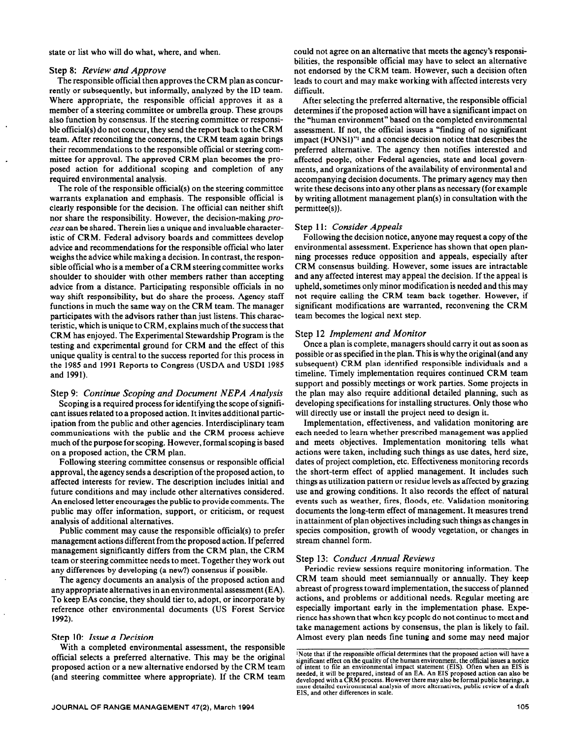state or list who will do what, where, and when.

### Step 8: *Review and Approve*

The responsible official then approves the CRM plan as concurrently or subsequently, but informally, analyzed by the ID team. Where appropriate, the responsible official approves it as a member of a steering committee or umbrella group. These groups also function by consensus. If the steering committee or responsible official(s) do not concur, they send the report back to the CRM team. After reconciling the concerns, the CRM team again brings their recommendations to the responsible official or steering committee for approval. The approved CRM plan becomes the proposed action for additional scoping and completion of any required environmental analysis.

The role of the responsible official(s) on the steering committee warrants explanation and emphasis. The responsible official is clearly responsible for the decision. The official can neither shift nor share the responsibility. However, the decision-making *process* can be shared. Therein lies a unique and invaluable characteristic of CRM. Federal advisory boards and committees develop advice and recommendations for the responsible official who later weighs the advice while making a decision. In contrast, the responsible official who is a member of a CRM steering committee works shoulder to shoulder with other members rather than accepting advice from a distance. Participating responsible officials in no way shift responsibility, but do share the process. Agency staff functions in much the same way on the CRM team. The manager participates with the advisors rather than just listens. This characteristic, which is unique to CRM, explains much of the success that CRM has enjoyed. The Experimental Stewardship Program is the testing and experimental ground for CRM and the effect of this unique quality is central to the success reported for this process in the 1985 and 1991 Reports to Congress (USDA and USDI 1985 and 1991).

### Step 9: *Continue Scoping and Document NEPA Analysis*

Scoping is a required process for identifying the scope of significant issues related to a proposed action. It invites additional participation from the public and other agencies. Interdisciplinary team communications with the public and the CRM process achieve much of the purpose for scoping. However, formal scoping is based on a proposed action, the CRM plan.

Following steering committee consensus or responsible official approval, the agency sends a description of the proposed action, to affected interests for review. The description includes initial and future conditions and may include other alternatives considered. An enclosed letter encourages the public to provide comments. The public may offer information, support, or criticism, or request analysis of additional alternatives.

Public comment may cause the responsible official(s) to prefer management actions different from the proposed action. If preferred management significantly differs from the CRM plan, the CRM team or steering committee needs to meet. Together they work out any differences by developing (a new?) consensus if possible.

The agency documents an analysis of the proposed action and any appropriate alternatives in an environmental assessment (EA). To keep EAs concise, they should tier to, adopt, or incorporate by reference other environmental documents (US Forest Service 1992).

### Step 10: *Issue a Decision*

With a completed environmental assessment, the responsible official selects a preferred alternative. This may be the original proposed action or a new alternative endorsed by the CRM team (and steering committee where appropriate). If the CRM team could not agree on an alternative that meets the agency's responsibilities, the responsible official may have to select an alternative not endorsed by the CRM team. However, such a decision often leads to court and may make working with affected interests very difficult.

After selecting the preferred alternative, the responsible official determines if the proposed action will have a significant impact on the "human environment" based on the completed environmental assessment. If not, the official issues a "finding of no significant impact (FONSI)"[1] and a concise decision notice that describes the preferred alternative. The agency then notifies interested and affected people, other Federal agencies, state and local governments, and organizations of the availability of environmental and accompanying decision documents. The primary agency may then write these decisons into any other plans as necessary (for example by writing allotment management plan(s) in consultation with the permittee(s)).

### Step 11: *Consider Appeals*

Following the decision notice, anyone may request a copy of the environmental assessment. Experience has shown that open planning processes reduce opposition and appeals, especially after CRM consensus building. However, some issues are intractable and any affected interest may appeal the decision. If the appeal is upheld, sometimes only minor modification is needed and this may not require calling the CRM team back together. However, if significant modifications are warranted, reconvening the CRM team becomes the logical next step.

### Step 12 *Implement and Monitor*

Once a plan is complete, managers should carry it out as soon as possible or as specified in the plan. This is why the original (and any subsequent) CRM plan identified responsible individuals and a timeline. Timely implementation requires continued CRM team support and possibly meetings or work parties. Some projects in the plan may also require additional detailed planning, such as developing specifications for installing structures. Only those who will directly use or install the project need to design it.

Implementation, effectiveness, and validation monitoring are each needed to learn whether prescribed management was applied and meets objectives. Implementation monitoring tells what actions were taken, including such things as use dates, herd size, dates of project completion, etc. Effectiveness monitoring records the short-term effect of applied management. It includes such things as utilization pattern or residue levels as affected by grazing use and growing conditions. It also records the effect of natural events such as weather, fires, floods, etc. Validation monitoring documents the long-term effect of management. It measures trend in attainment of plan objectives including such things as changes in species composition, growth of woody vegetation, or changes in stream channel form.

### Step 13: *Conduct Annual Reviews*

Periodic review sessions require monitoring information. The CRM team should meet semiannually or annually. They keep abreast of progress toward implementation, the success of planned actions, and problems or additional needs. Regular meeting are especially important early in the implementation phase. Experience has shown that when key people do not continue to meet and take management actions by consensus, the plan is likely to fail. Almost every plan needs fine tuning and some may need major

[1]Note that if the responsible official determines that the proposed action will have a significant effect on the quality of the human environment, the official issues a notice of intent to file an environmental impact statement (EIS). Often when an EIS is needed, it will be prepared, instead of an EA. An EIS proposed action can also be developed with a CRM process. However there may also be formal public hearings, a more detailed environmental analysis of more alternatives, public review of a draft EIS, and other differences in scale.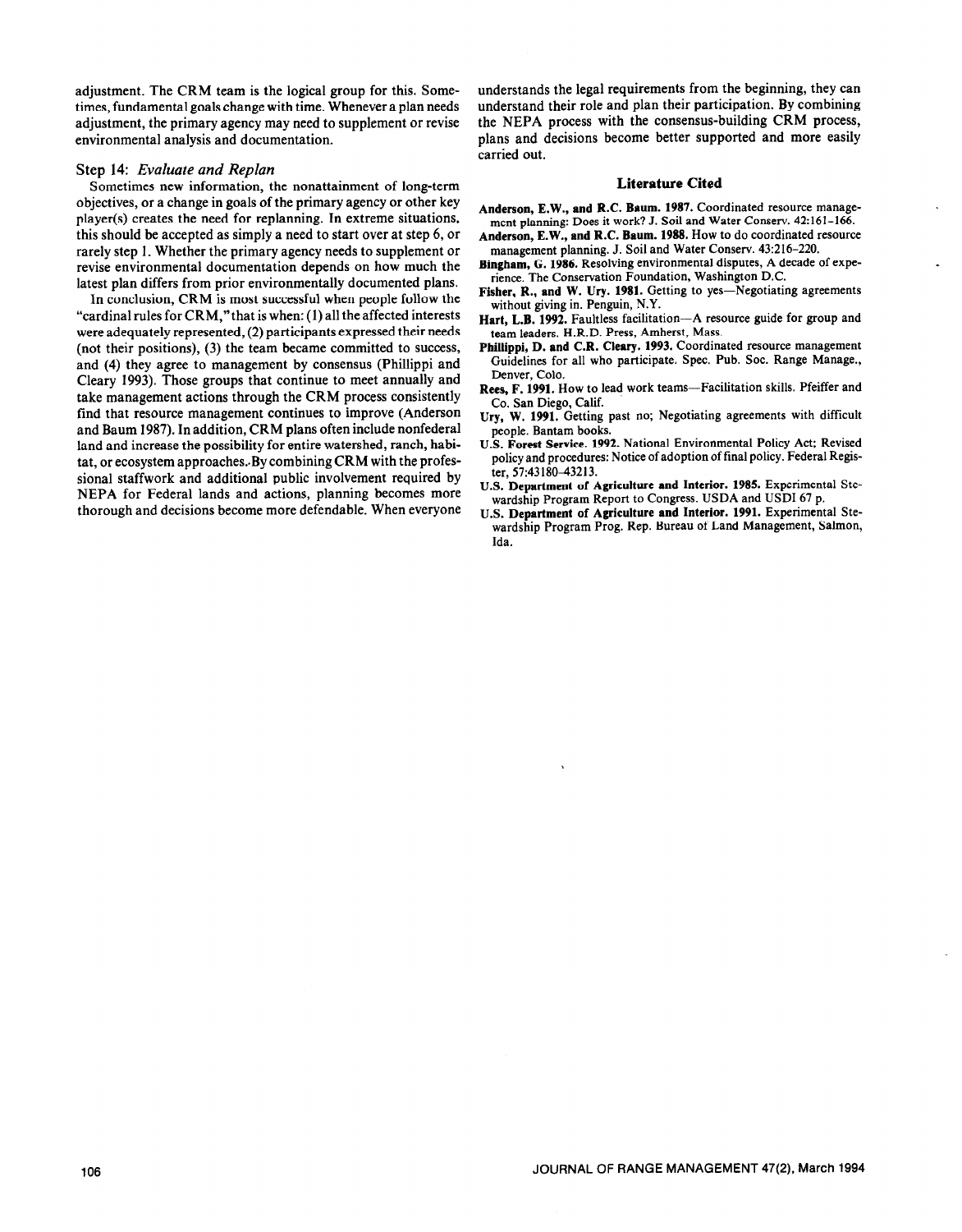adjustment. The CRM team is the logical group for this. Sometimes, fundamental goals change with time. Whenever a plan needs adjustment, the primary agency may need to supplement or revise environmental analysis and documentation.

### Step 14: *Evaluate and Replan*

Sometimes new information, the nonattainment of long-term objectives, or a change in goals of the primary agency or other key player(s) creates the need for replanning. In extreme situations, this should be accepted as simply a need to start over at step 6, or rarely step 1. Whether the primary agency needs to supplement or revise environmental documentation depends on how much the latest plan differs from prior environmentally documented plans.

In conclusion, CRM is most successful when people follow the "cardinal rules for CRM," that is when: (1) all the affected interests were adequately represented, (2) participants expressed their needs (not their positions), (3) the team became committed to success, and (4) they agree to management by consensus (Phillippi and Cleary 1993). Those groups that continue to meet annually and take management actions through the CRM process consistently find that resource management continues to improve (Anderson and Baum 1987). In addition, CRM plans often include nonfederal land and increase the possibility for entire watershed, ranch, habitat, or ecosystem approaches. By combining CRM with the professional staffwork and additional public involvement required by NEPA for Federal lands and actions, planning becomes more thorough and decisions become more defendable. When everyone understands the legal requirements from the beginning, they can understand their role and plan their participation. By combining the NEPA process with the consensus-building CRM process, plans and decisions become better supported and more easily carried out.

## Literature Cited

**Anderson, E.W., and R.C. Baum. 1987.** Coordinated resource management planning: Does it work? J. Soil and Water Conserv. 42:161–166.

**Anderson, E.W., and R.C. Baum. 1988.** How to do coordinated resource management planning. J. Soil and Water Conserv. 43:216–220.

**Bingham, G. 1986.** Resolving environmental disputes, A decade of experience. The Conservation Foundation, Washington D.C.

**Fisher, R., and W. Ury. 1981.** Getting to yes—Negotiating agreements without giving in. Penguin, N.Y.

**Hart, L.B. 1992.** Faultless facilitation—A resource guide for group and team leaders. H.R.D. Press, Amherst, Mass.

**Phillippi, D. and C.R. Cleary. 1993.** Coordinated resource management Guidelines for all who participate. Spec. Pub. Soc. Range Manage., Denver, Colo.

**Rees, F. 1991.** How to lead work teams—Facilitation skills. Pfeiffer and Co. San Diego, Calif.

**Ury, W. 1991.** Getting past no; Negotiating agreements with difficult people. Bantam books.

**U.S. Forest Service. 1992.** National Environmental Policy Act; Revised policy and procedures: Notice of adoption of final policy. Federal Register, 57:43180–43213.

**U.S. Department of Agriculture and Interior. 1985.** Experimental Stewardship Program Report to Congress. USDA and USDI 67 p.

**U.S. Department of Agriculture and Interior. 1991.** Experimental Stewardship Program Prog. Rep. Bureau of Land Management, Salmon, Ida.